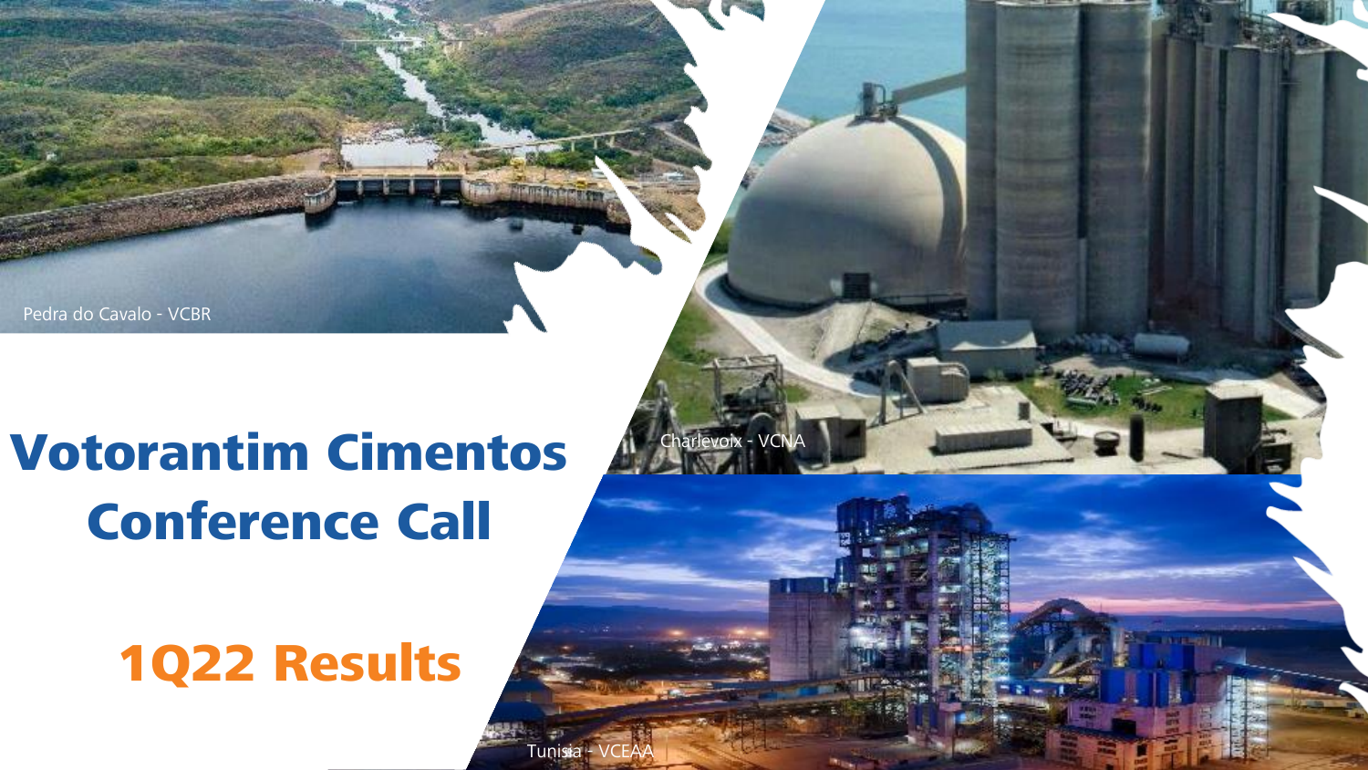# Votorantim Cimentos Conference Call

## 1Q22 Results

Pedra do Cavalo - VCBR

Charlevoix - VCNA

Tunisia - VCEAA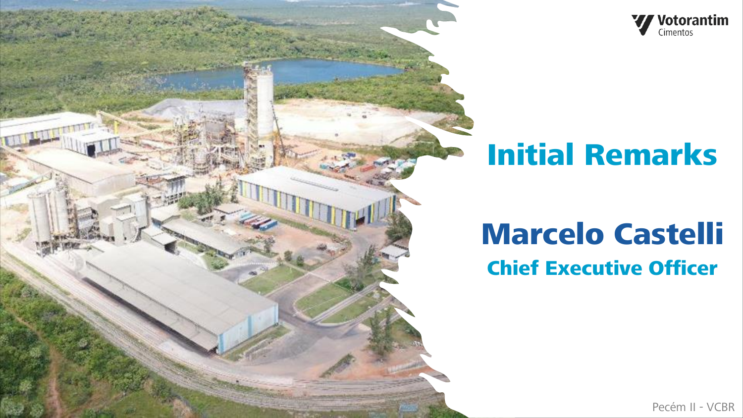Votorantim Cimentos

# Initial Remarks

## Marcelo Castelli

### Chief Executive Officer

Pecém II - VCBR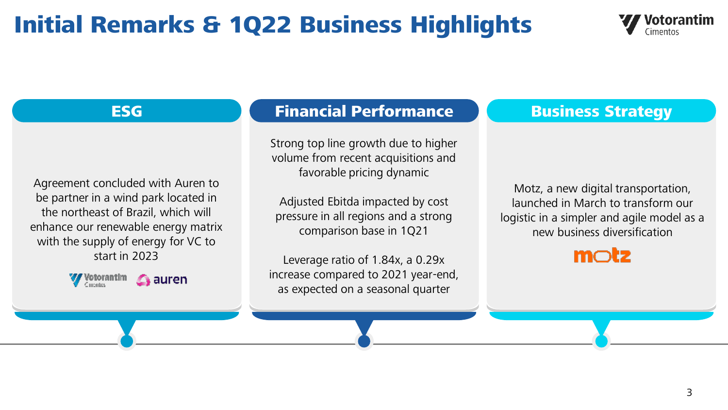# Initial Remarks & 1Q22 Business Highlights

## ESG

Agreement concluded with Auren to be partner in a wind park located in the northeast of Brazil, which will enhance our renewable energy matrix with the supply of energy for VC to start in 2023

## Financial Performance

Strong top line growth due to higher volume from recent acquisitions and favorable pricing dynamic

Adjusted Ebitda impacted by cost pressure in all regions and a strong comparison base in 1Q21

Leverage ratio of 1.84x, a 0.29x increase compared to 2021 year-end, as expected on a seasonal quarter

## Business Strategy

Motz, a new digital transportation, launched in March to transform our logistic in a simpler and agile model as a new business diversification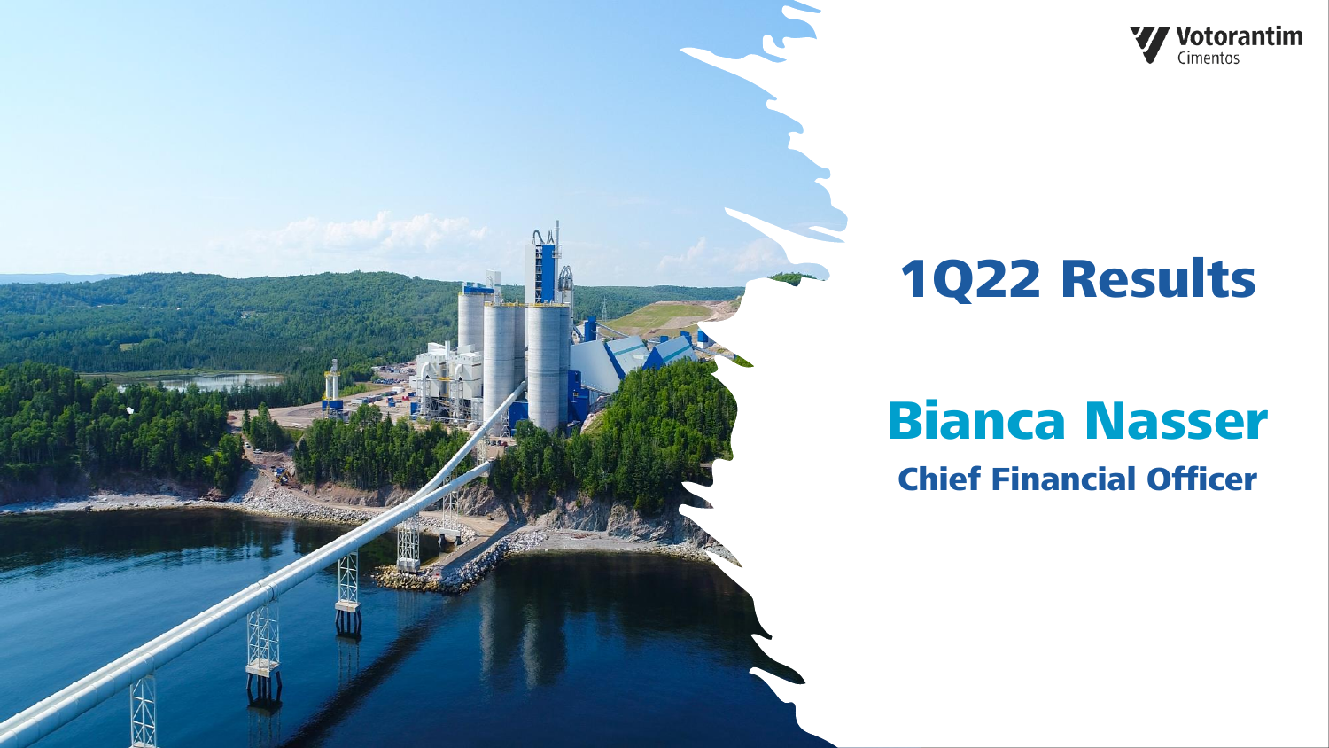Votorantim Cimentos

# 1Q22 Results

## Bianca Nasser

### Chief Financial Officer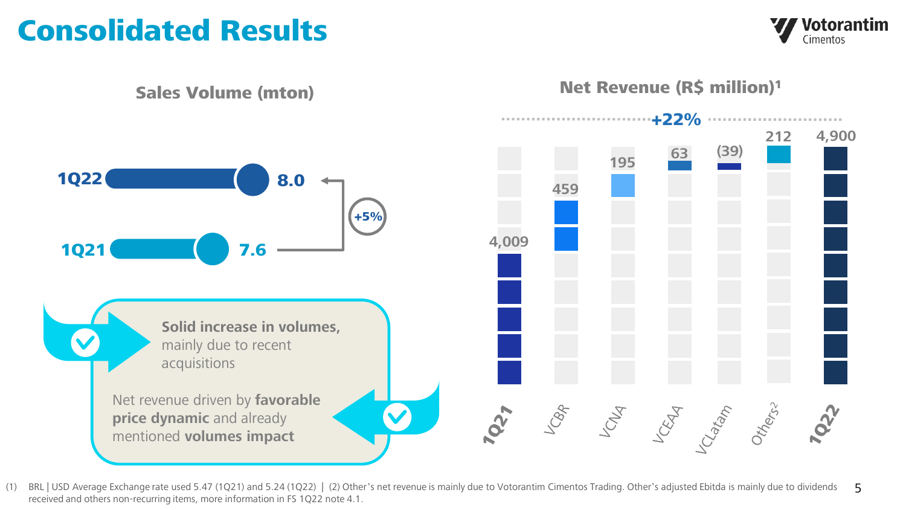# Consolidated Results

## Sales Volume (mton)

| Period | Sales Volume (mton) |
|---|---|
| 1Q22 | 8.0 |
| 1Q21 | 7.6 |

+5%

**Solid increase in volumes,** mainly due to recent acquisitions

Net revenue driven by **favorable price dynamic** and already mentioned **volumes impact**

## Net Revenue (R$ million)[1]

+22%

| 1Q21 | VCBR | VCNA | VCEAA | VCLatam | Others[2] | 1Q22 |
|---|---|---|---|---|---|---|
| 4,009 | 459 | 195 | 63 | (39) | 212 | 4,900 |

(1) BRL | USD Average Exchange rate used 5.47 (1Q21) and 5.24 (1Q22) | (2) Other's net revenue is mainly due to Votorantim Cimentos Trading. Other's adjusted Ebitda is mainly due to dividends received and others non-recurring items, more information in FS 1Q22 note 4.1.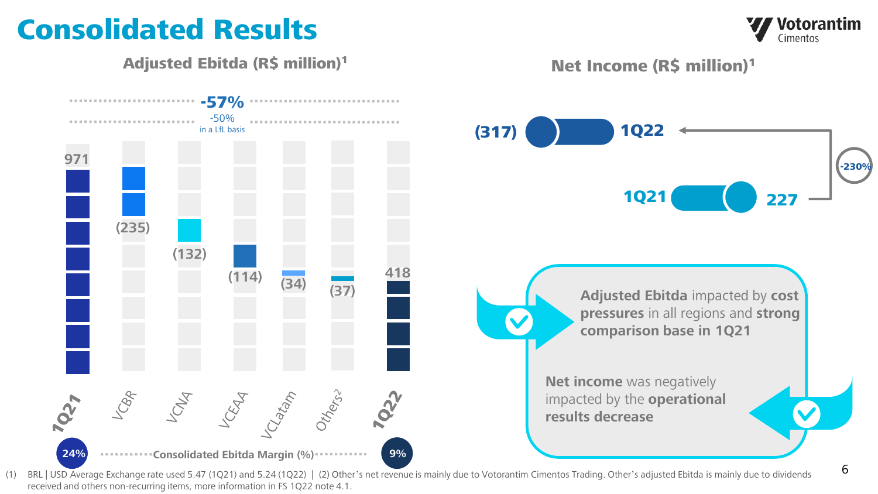# Consolidated Results

## Adjusted Ebitda (R$ million)[1]

-57%

-50% in a LfL basis

| 1Q21 | VCBR | VCNA | VCEAA | VCLatam | Others[2] | 1Q22 |
|---|---|---|---|---|---|---|
| 971 | (235) | (132) | (114) | (34) | (37) | 418 |

Consolidated Ebitda Margin (%): 24% (1Q21) | 9% (1Q22)

## Net Income (R$ million)[1]

| Period | Net Income |
|---|---|
| 1Q22 | (317) |
| 1Q21 | 227 |

-230%

**Adjusted Ebitda** impacted by **cost pressures** in all regions and **strong comparison base in 1Q21**

**Net income** was negatively impacted by the **operational results decrease**

(1) BRL | USD Average Exchange rate used 5.47 (1Q21) and 5.24 (1Q22) | (2) Other's net revenue is mainly due to Votorantim Cimentos Trading. Other's adjusted Ebitda is mainly due to dividends received and others non-recurring items, more information in FS 1Q22 note 4.1.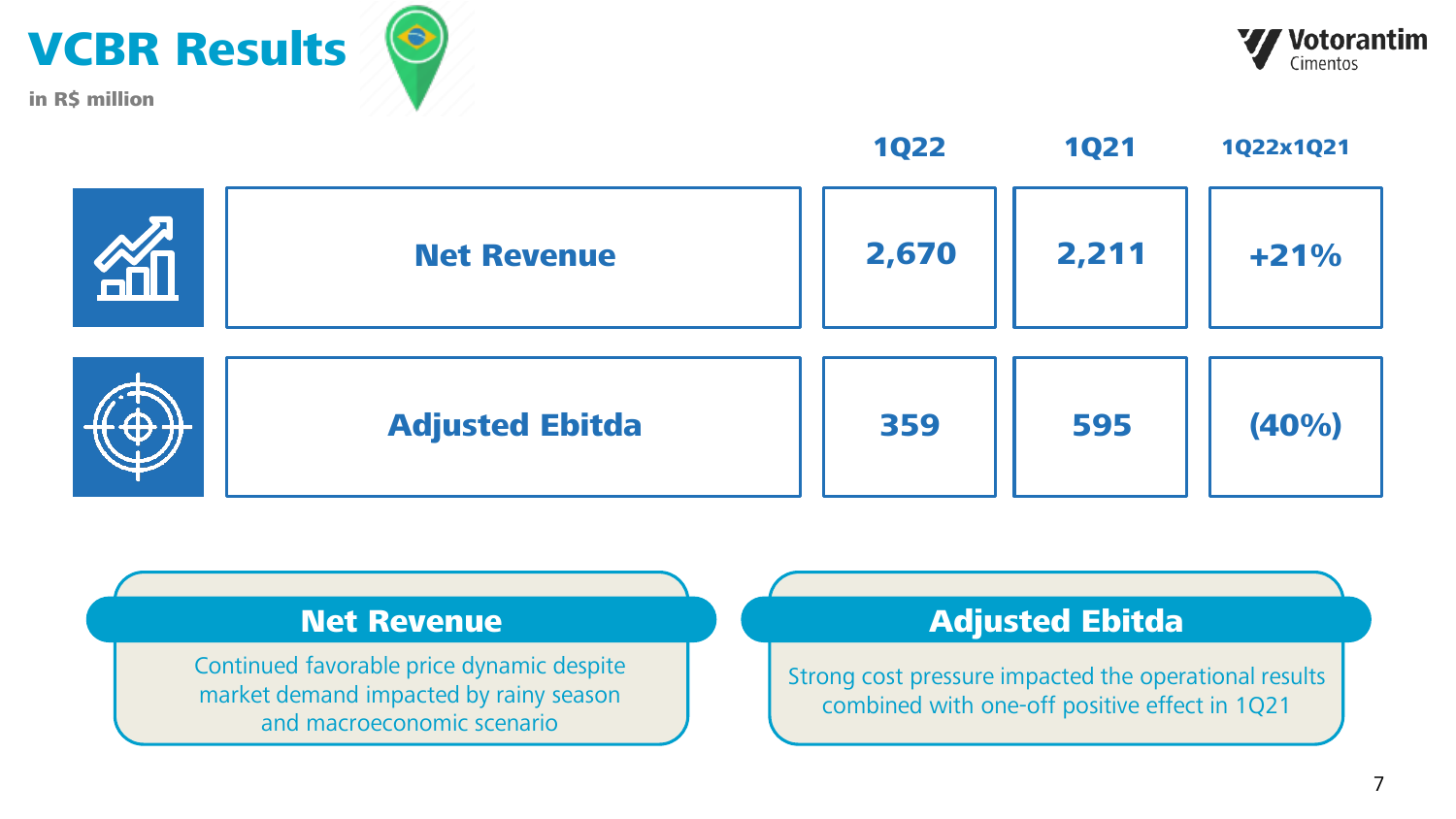# VCBR Results

in R$ million

| | 1Q22 | 1Q21 | 1Q22x1Q21 |
|---|---|---|---|
| Net Revenue | 2,670 | 2,211 | +21% |
| Adjusted Ebitda | 359 | 595 | (40%) |

**Net Revenue**

Continued favorable price dynamic despite market demand impacted by rainy season and macroeconomic scenario

**Adjusted Ebitda**

Strong cost pressure impacted the operational results combined with one-off positive effect in 1Q21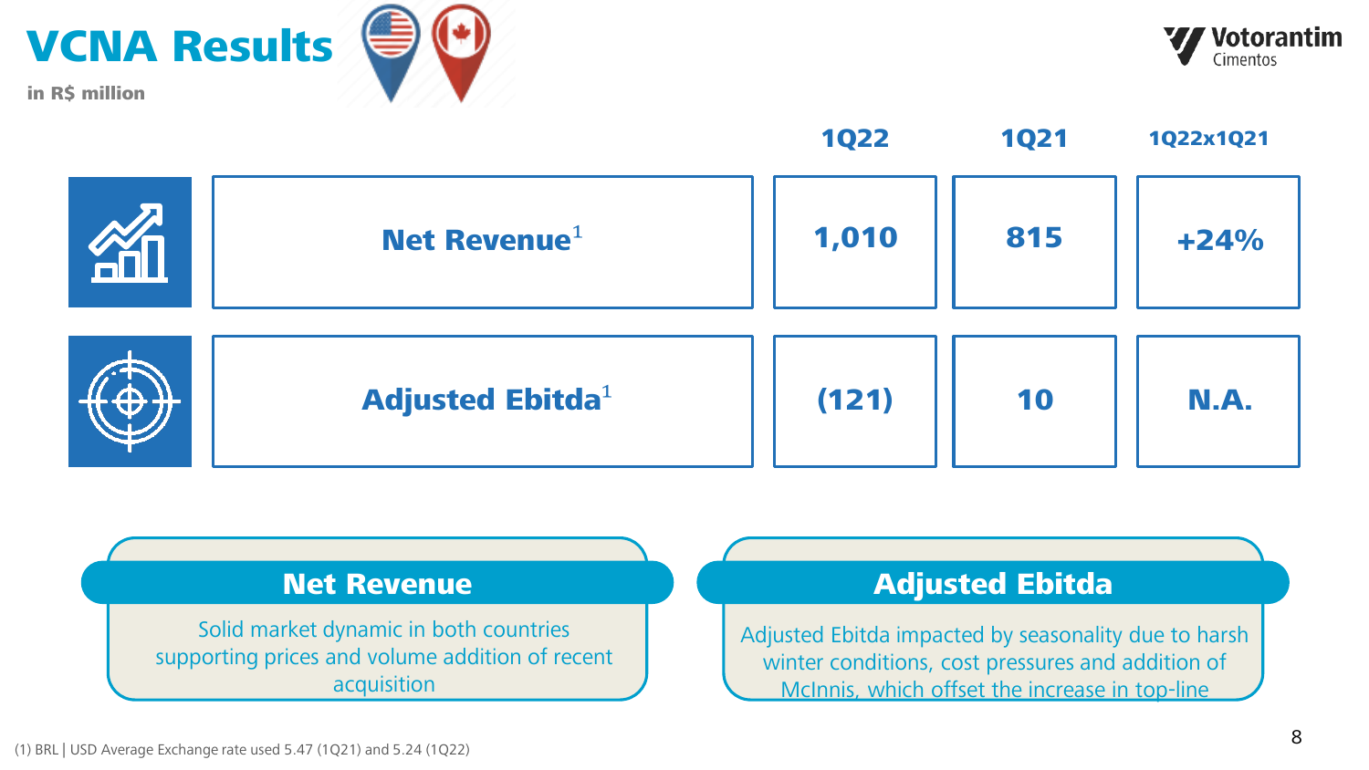# VCNA Results

**in R$ million**

| | 1Q22 | 1Q21 | 1Q22x1Q21 |
|---|---|---|---|
| Net Revenue[1] | 1,010 | 815 | +24% |
| Adjusted Ebitda[1] | (121) | 10 | N.A. |

## Net Revenue

Solid market dynamic in both countries supporting prices and volume addition of recent acquisition

## Adjusted Ebitda

Adjusted Ebitda impacted by seasonality due to harsh winter conditions, cost pressures and addition of McInnis, which offset the increase in top-line

(1) BRL | USD Average Exchange rate used 5.47 (1Q21) and 5.24 (1Q22)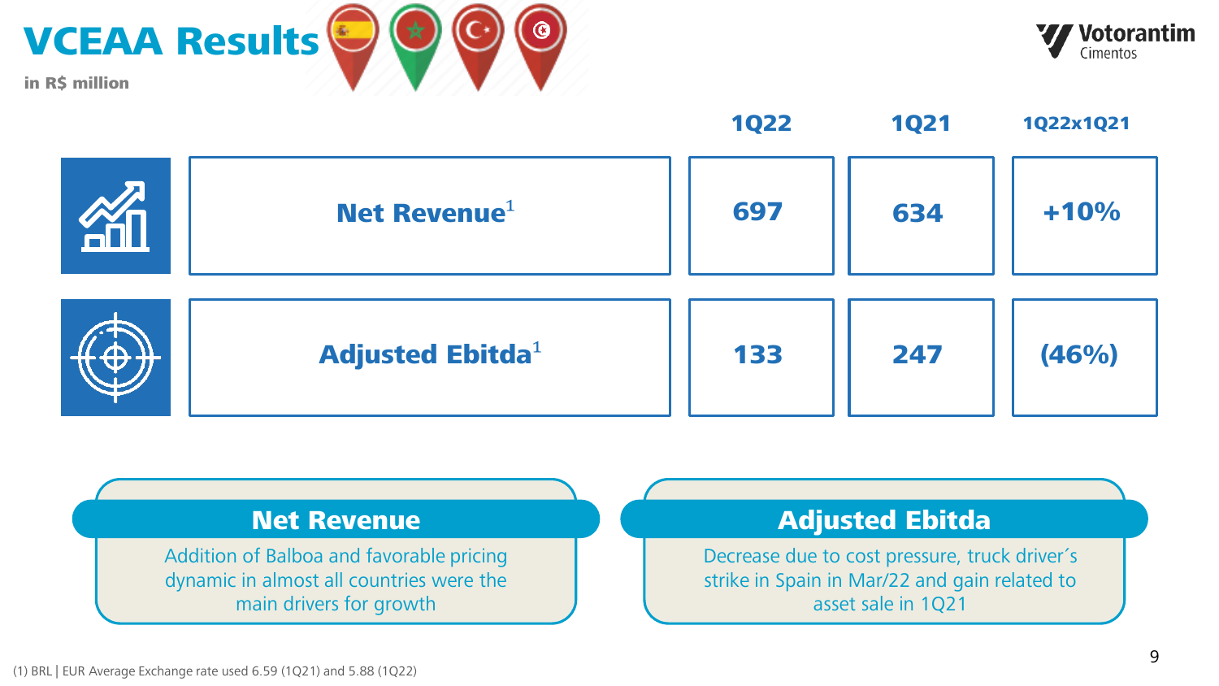# VCEAA Results

**in R$ million**

| | 1Q22 | 1Q21 | 1Q22x1Q21 |
|---|---|---|---|
| Net Revenue[1] | 697 | 634 | +10% |
| Adjusted Ebitda[1] | 133 | 247 | (46%) |

## Net Revenue

Addition of Balboa and favorable pricing dynamic in almost all countries were the main drivers for growth

## Adjusted Ebitda

Decrease due to cost pressure, truck driver´s strike in Spain in Mar/22 and gain related to asset sale in 1Q21

(1) BRL | EUR Average Exchange rate used 6.59 (1Q21) and 5.88 (1Q22)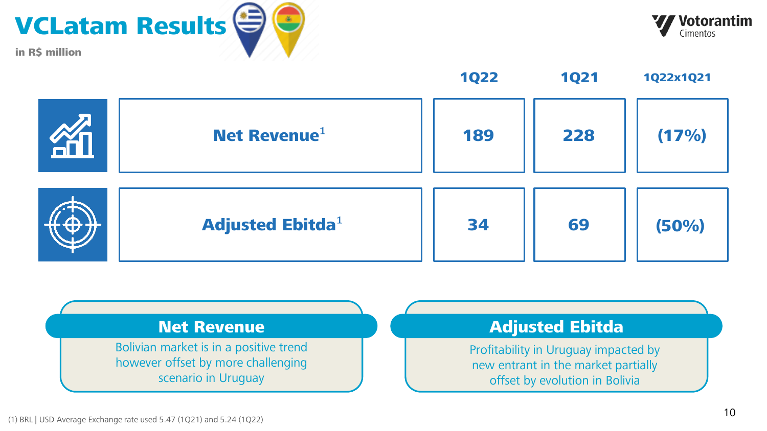# VCLatam Results

in R$ million

| | 1Q22 | 1Q21 | 1Q22x1Q21 |
|---|---|---|---|
| Net Revenue[1] | 189 | 228 | (17%) |
| Adjusted Ebitda[1] | 34 | 69 | (50%) |

## Net Revenue

Bolivian market is in a positive trend however offset by more challenging scenario in Uruguay

## Adjusted Ebitda

Profitability in Uruguay impacted by new entrant in the market partially offset by evolution in Bolivia

(1) BRL | USD Average Exchange rate used 5.47 (1Q21) and 5.24 (1Q22)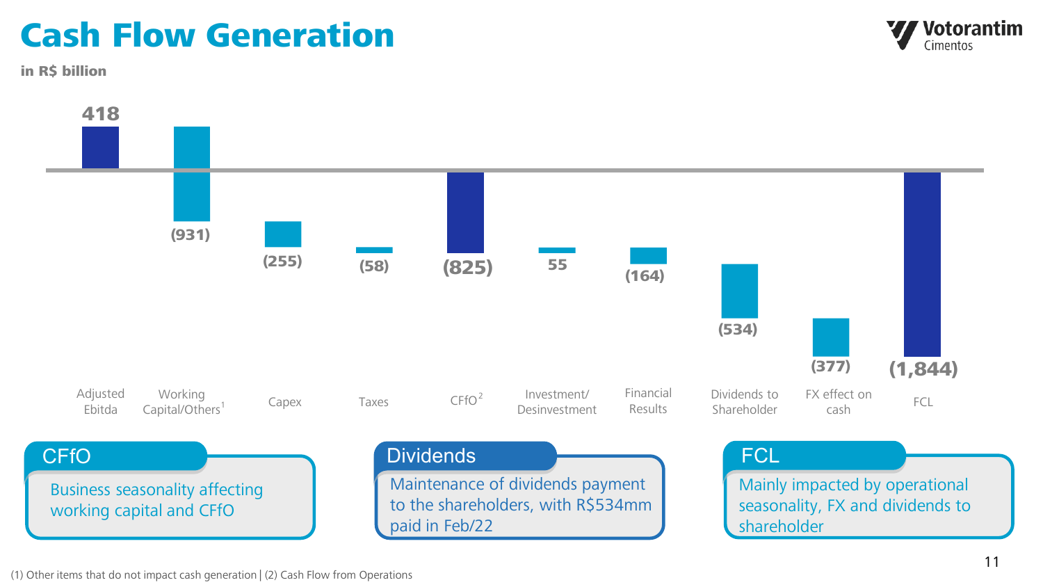# Cash Flow Generation

**in R$ billion**

| Adjusted Ebitda | Working Capital/Others[1] | Capex | Taxes | CFfO[2] | Investment/ Desinvestment | Financial Results | Dividends to Shareholder | FX effect on cash | FCL |
|---|---|---|---|---|---|---|---|---|---|
| 418 | (931) | (255) | (58) | (825) | 55 | (164) | (534) | (377) | (1,844) |

## CFfO

Business seasonality affecting working capital and CFfO

## Dividends

Maintenance of dividends payment to the shareholders, with R$534mm paid in Feb/22

## FCL

Mainly impacted by operational seasonality, FX and dividends to shareholder

(1) Other items that do not impact cash generation | (2) Cash Flow from Operations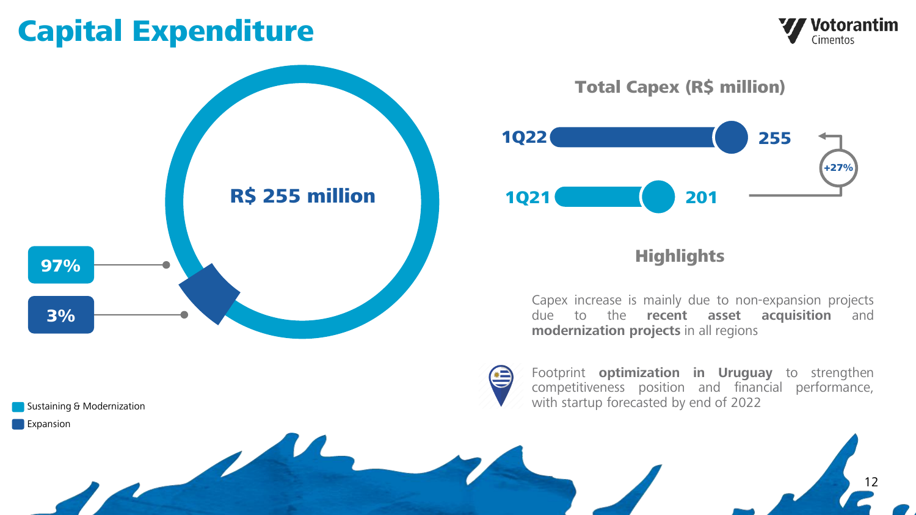# Capital Expenditure

**R$ 255 million**

| Category | Share |
|---|---|
| Sustaining & Modernization | 97% |
| Expansion | 3% |

## Total Capex (R$ million)

| Period | Capex |
|---|---|
| 1Q22 | 255 |
| 1Q21 | 201 |

+27%

## Highlights

Capex increase is mainly due to non-expansion projects due to the **recent asset acquisition** and **modernization projects** in all regions

Footprint **optimization in Uruguay** to strengthen competitiveness position and financial performance, with startup forecasted by end of 2022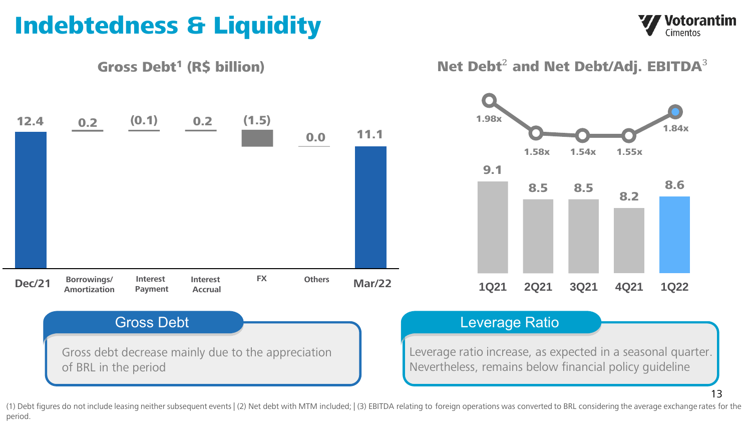# Indebtedness & Liquidity

## Gross Debt[1] (R$ billion)

| Dec/21 | Borrowings/ Amortization | Interest Payment | Interest Accrual | FX | Others | Mar/22 |
|---|---|---|---|---|---|---|
| 12.4 | 0.2 | (0.1) | 0.2 | (1.5) | 0.0 | 11.1 |

## Net Debt[2] and Net Debt/Adj. EBITDA[3]

| | 1Q21 | 2Q21 | 3Q21 | 4Q21 | 1Q22 |
|---|---|---|---|---|---|
| Net Debt | 9.1 | 8.5 | 8.5 | 8.2 | 8.6 |
| Net Debt/Adj. EBITDA | 1.98x | 1.58x | 1.54x | 1.55x | 1.84x |

### Gross Debt

Gross debt decrease mainly due to the appreciation of BRL in the period

### Leverage Ratio

Leverage ratio increase, as expected in a seasonal quarter. Nevertheless, remains below financial policy guideline

(1) Debt figures do not include leasing neither subsequent events | (2) Net debt with MTM included; | (3) EBITDA relating to foreign operations was converted to BRL considering the average exchange rates for the period.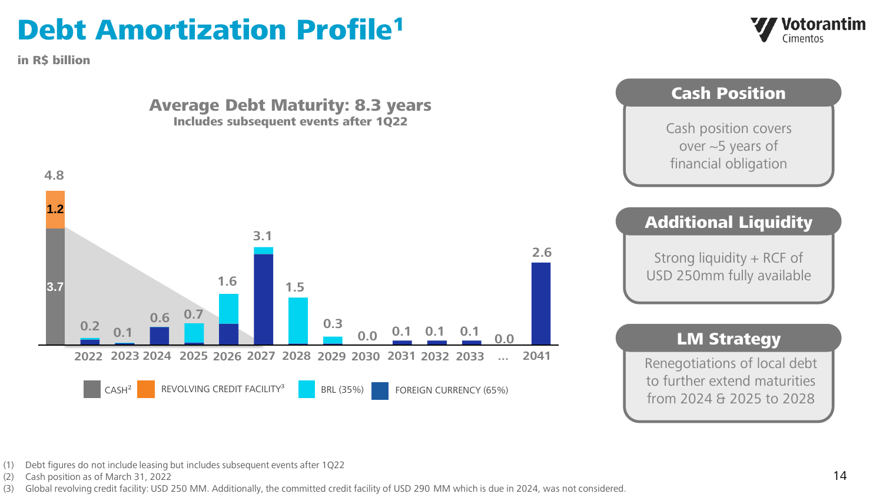# Debt Amortization Profile[1]

**in R$ billion**

## Average Debt Maturity: 8.3 years

**Includes subsequent events after 1Q22**

| | Cash | 2022 | 2023 | 2024 | 2025 | 2026 | 2027 | 2028 | 2029 | 2030 | 2031 | 2032 | 2033 | ... | 2041 |
|---|---|---|---|---|---|---|---|---|---|---|---|---|---|---|---|
| Total | 4.8 | 0.2 | 0.1 | 0.6 | 0.7 | 1.6 | 3.1 | 1.5 | 0.3 | 0.0 | 0.1 | 0.1 | 0.1 | 0.0 | 2.6 |

CASH: 3.7; REVOLVING CREDIT FACILITY: 1.2

CASH[2] | REVOLVING CREDIT FACILITY[3] | BRL (35%) | FOREIGN CURRENCY (65%)

## Cash Position

Cash position covers over ~5 years of financial obligation

## Additional Liquidity

Strong liquidity + RCF of USD 250mm fully available

## LM Strategy

Renegotiations of local debt to further extend maturities from 2024 & 2025 to 2028

(1) Debt figures do not include leasing but includes subsequent events after 1Q22
(2) Cash position as of March 31, 2022
(3) Global revolving credit facility: USD 250 MM. Additionally, the committed credit facility of USD 290 MM which is due in 2024, was not considered.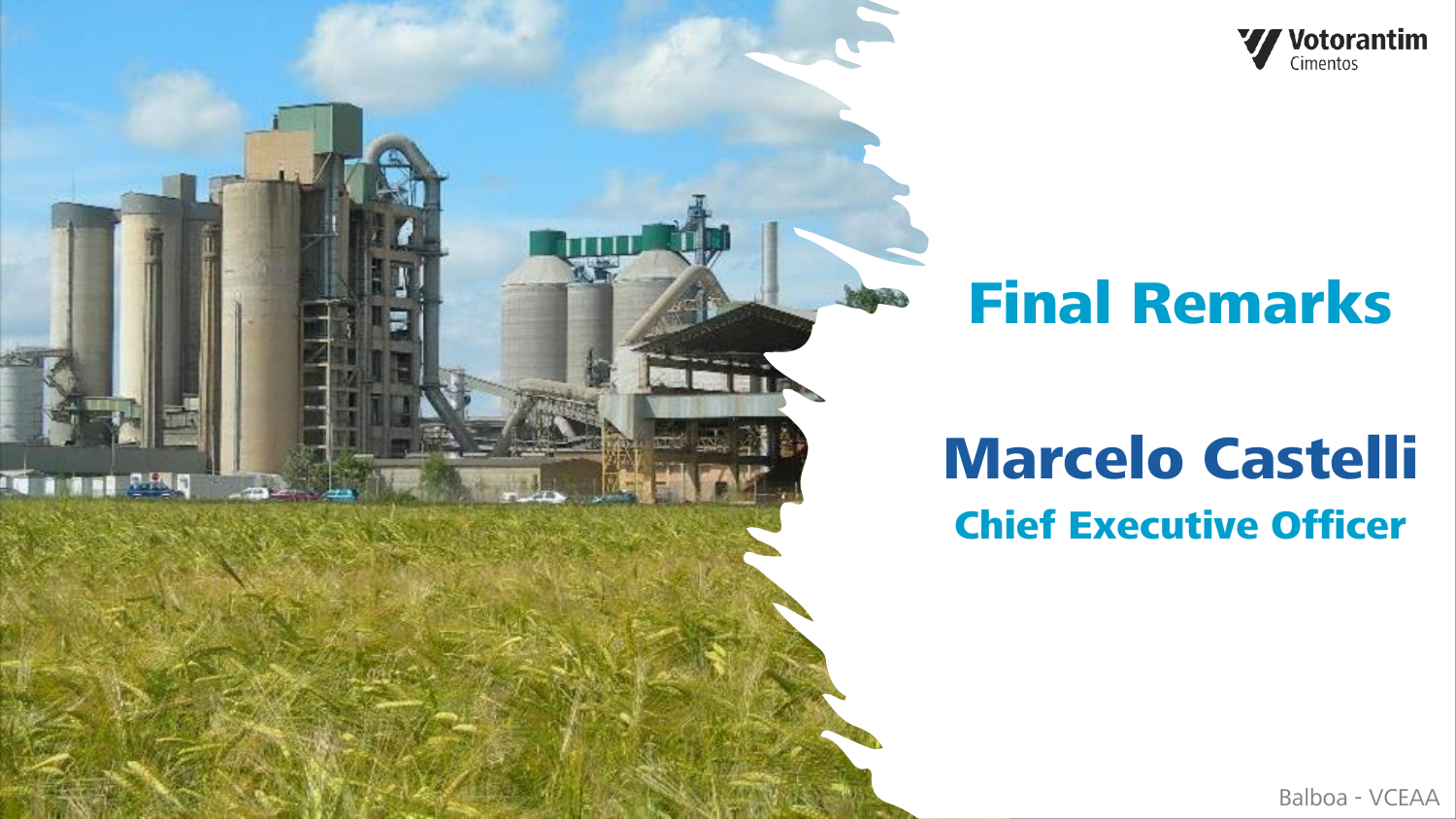# Final Remarks

## Marcelo Castelli

### Chief Executive Officer

Balboa - VCEAA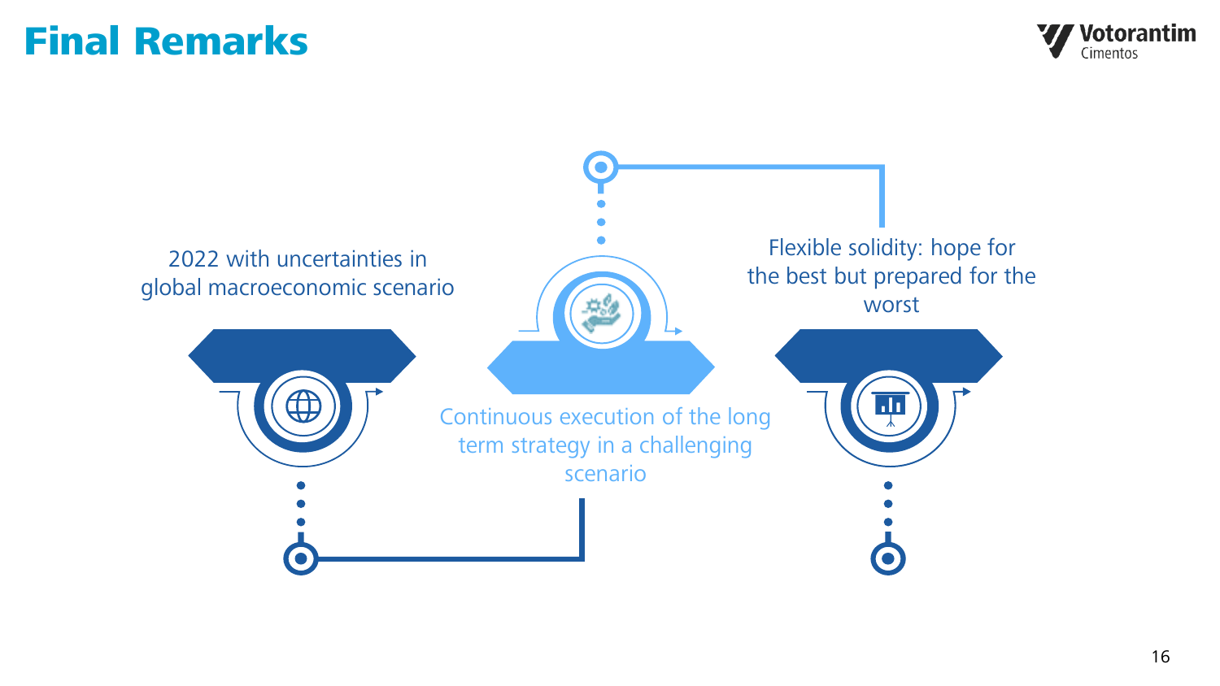# Final Remarks

2022 with uncertainties in global macroeconomic scenario

Continuous execution of the long term strategy in a challenging scenario

Flexible solidity: hope for the best but prepared for the worst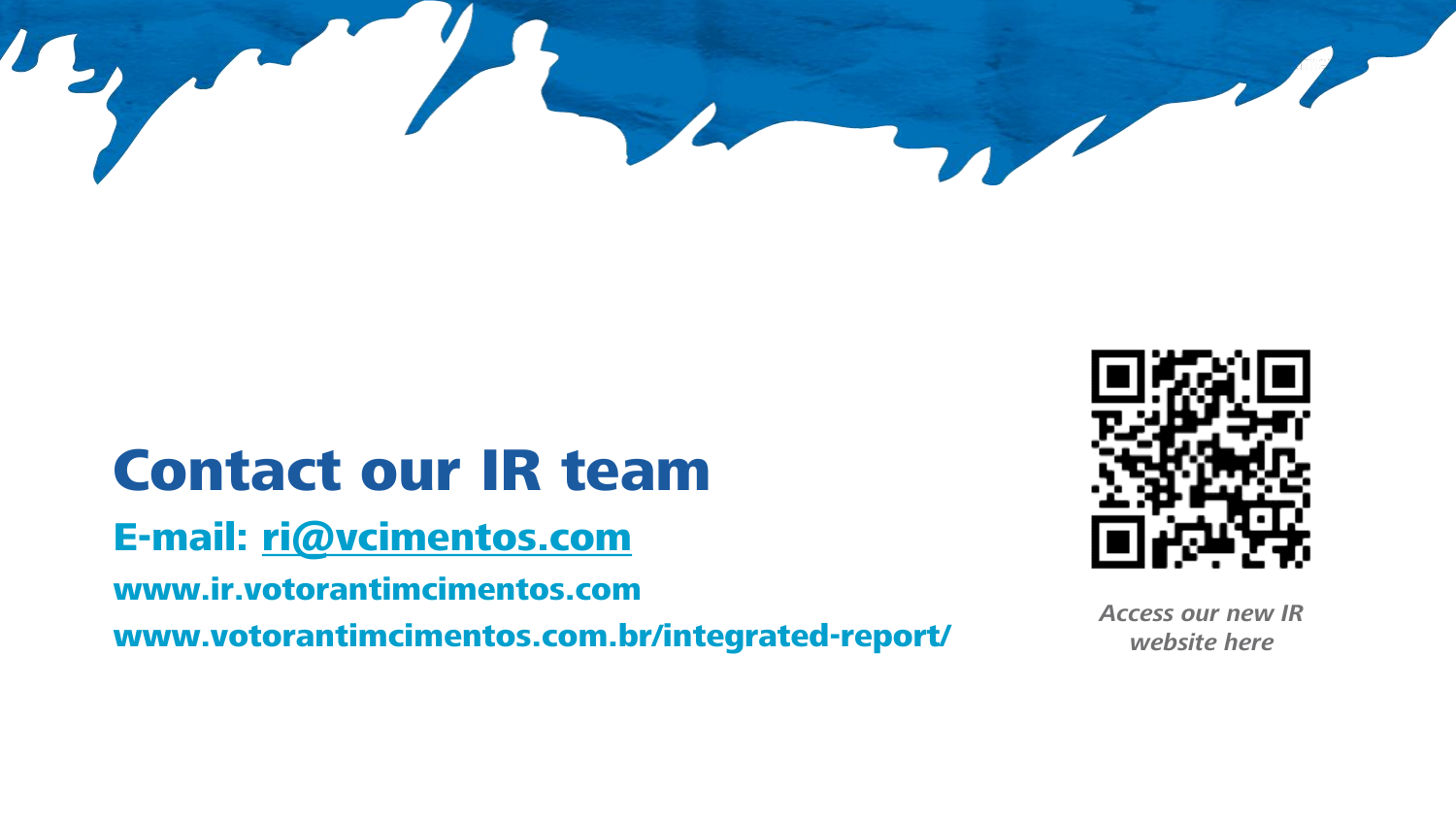# Contact our IR team

**E-mail: ri@vcimentos.com**

**www.ir.votorantimcimentos.com**

**www.votorantimcimentos.com.br/integrated-report/**

*Access our new IR website here*